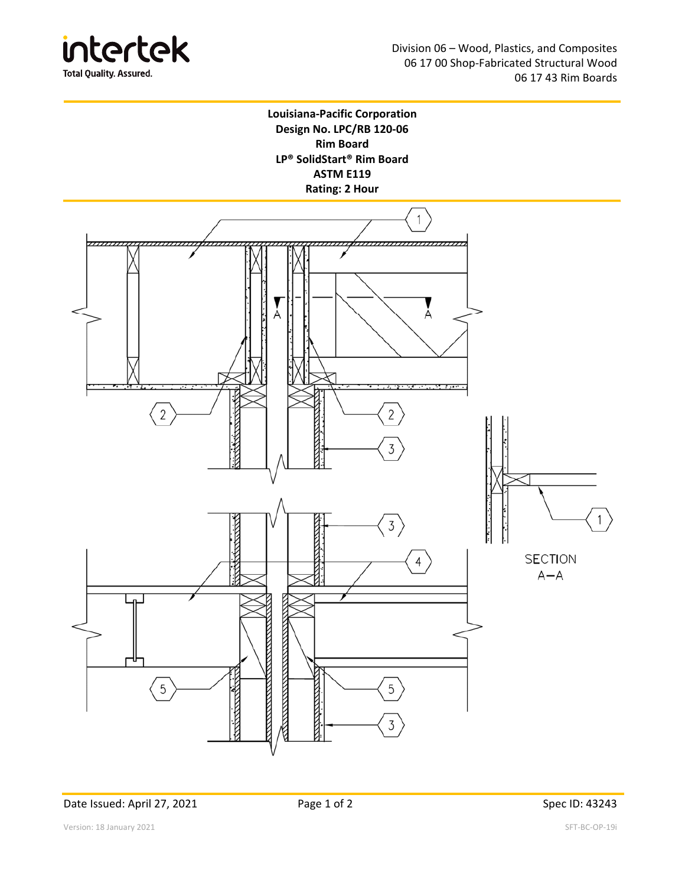Division 06 – Wood, Plastics, and Composites
06 17 00 Shop-Fabricated Structural Wood
06 17 43 Rim Boards

**Louisiana-Pacific Corporation**
**Design No. LPC/RB 120-06**
**Rim Board**
**LP® SolidStart® Rim Board**
**ASTM E119**
**Rating: 2 Hour**

1

A A

2 2

3

3

4

5 5

3

1

SECTION
A–A

Date Issued: April 27, 2021 Spec ID: 43243

Version: 18 January 2021 SFT-BC-OP-19i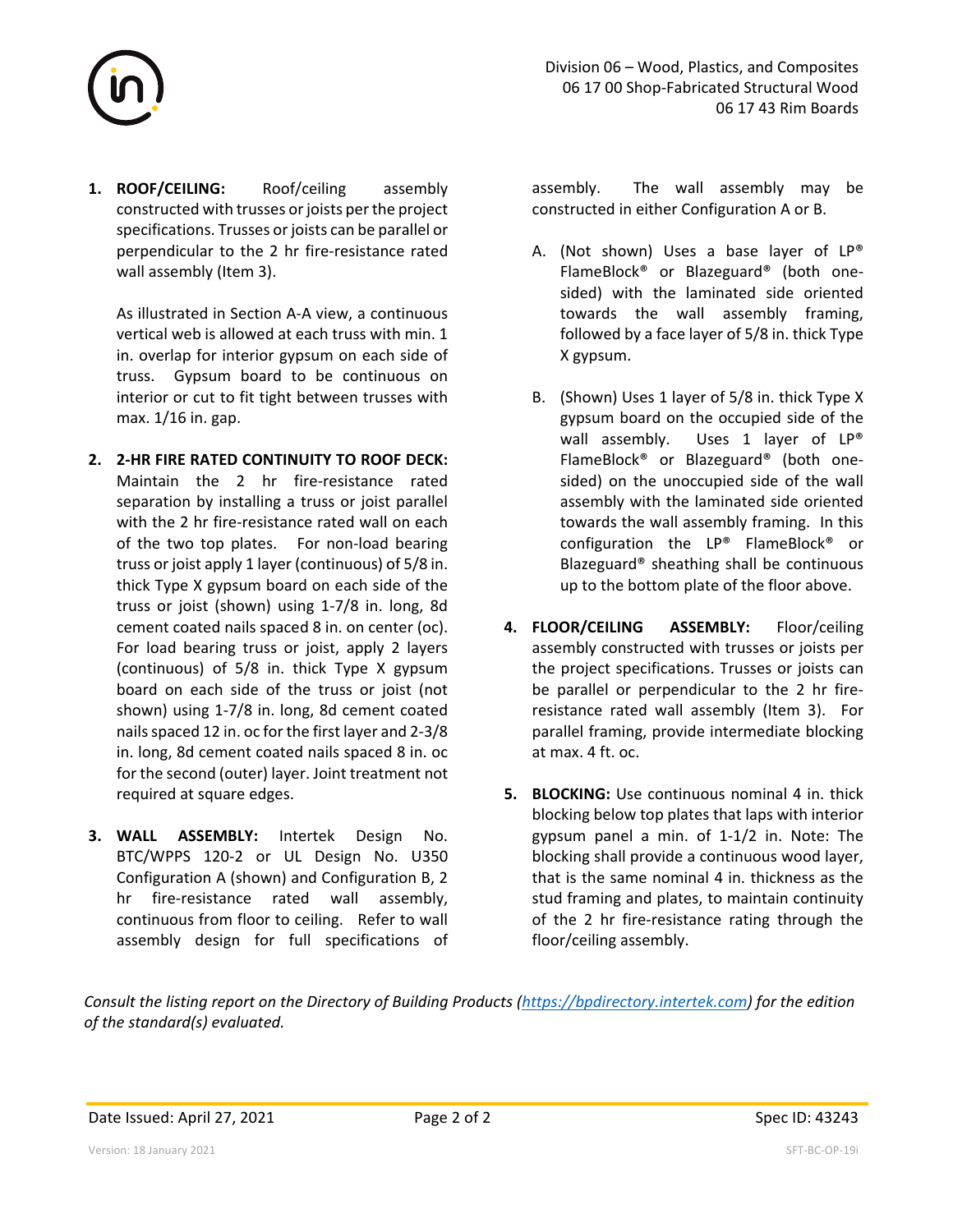1. **ROOF/CEILING:** Roof/ceiling assembly constructed with trusses or joists per the project specifications. Trusses or joists can be parallel or perpendicular to the 2 hr fire-resistance rated wall assembly (Item 3).

   As illustrated in Section A-A view, a continuous vertical web is allowed at each truss with min. 1 in. overlap for interior gypsum on each side of truss. Gypsum board to be continuous on interior or cut to fit tight between trusses with max. 1/16 in. gap.

2. **2-HR FIRE RATED CONTINUITY TO ROOF DECK:** Maintain the 2 hr fire-resistance rated separation by installing a truss or joist parallel with the 2 hr fire-resistance rated wall on each of the two top plates. For non-load bearing truss or joist apply 1 layer (continuous) of 5/8 in. thick Type X gypsum board on each side of the truss or joist (shown) using 1-7/8 in. long, 8d cement coated nails spaced 8 in. on center (oc). For load bearing truss or joist, apply 2 layers (continuous) of 5/8 in. thick Type X gypsum board on each side of the truss or joist (not shown) using 1-7/8 in. long, 8d cement coated nails spaced 12 in. oc for the first layer and 2-3/8 in. long, 8d cement coated nails spaced 8 in. oc for the second (outer) layer. Joint treatment not required at square edges.

3. **WALL ASSEMBLY:** Intertek Design No. BTC/WPPS 120-2 or UL Design No. U350 Configuration A (shown) and Configuration B, 2 hr fire-resistance rated wall assembly, continuous from floor to ceiling. Refer to wall assembly design for full specifications of assembly. The wall assembly may be constructed in either Configuration A or B.

   A. (Not shown) Uses a base layer of LP® FlameBlock® or Blazeguard® (both one-sided) with the laminated side oriented towards the wall assembly framing, followed by a face layer of 5/8 in. thick Type X gypsum.

   B. (Shown) Uses 1 layer of 5/8 in. thick Type X gypsum board on the occupied side of the wall assembly. Uses 1 layer of LP® FlameBlock® or Blazeguard® (both one-sided) on the unoccupied side of the wall assembly with the laminated side oriented towards the wall assembly framing. In this configuration the LP® FlameBlock® or Blazeguard® sheathing shall be continuous up to the bottom plate of the floor above.

4. **FLOOR/CEILING ASSEMBLY:** Floor/ceiling assembly constructed with trusses or joists per the project specifications. Trusses or joists can be parallel or perpendicular to the 2 hr fire-resistance rated wall assembly (Item 3). For parallel framing, provide intermediate blocking at max. 4 ft. oc.

5. **BLOCKING:** Use continuous nominal 4 in. thick blocking below top plates that laps with interior gypsum panel a min. of 1-1/2 in. Note: The blocking shall provide a continuous wood layer, that is the same nominal 4 in. thickness as the stud framing and plates, to maintain continuity of the 2 hr fire-resistance rating through the floor/ceiling assembly.

*Consult the listing report on the Directory of Building Products (https://bpdirectory.intertek.com) for the edition of the standard(s) evaluated.*

Date Issued: April 27, 2021 | Spec ID: 43243